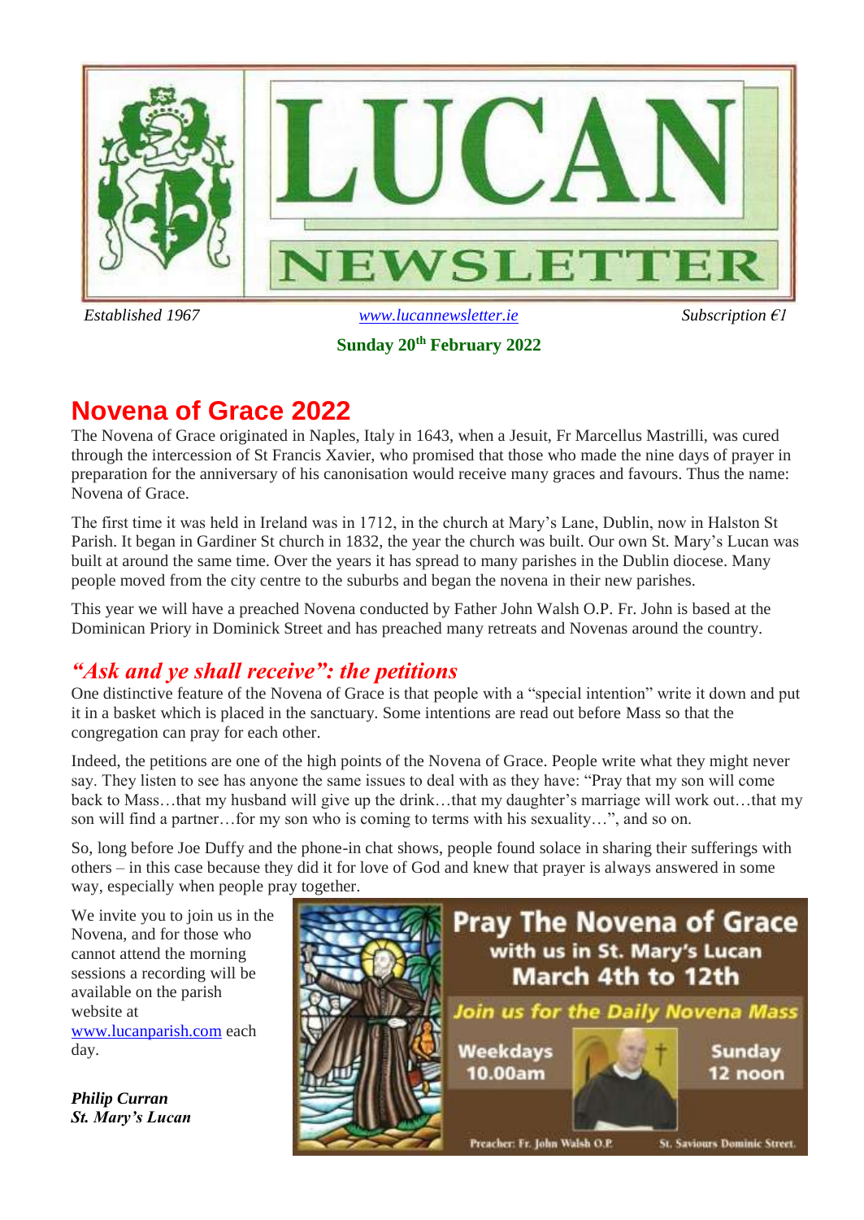# LUCAN NEWSLETTER

*Established 1967* [www.lucannewsletter.ie](http://www.lucannewsletter.ie) *Subscription €1*

**Sunday 20th February 2022**

# Novena of Grace 2022

The Novena of Grace originated in Naples, Italy in 1643, when a Jesuit, Fr Marcellus Mastrilli, was cured through the intercession of St Francis Xavier, who promised that those who made the nine days of prayer in preparation for the anniversary of his canonisation would receive many graces and favours. Thus the name: Novena of Grace.

The first time it was held in Ireland was in 1712, in the church at Mary's Lane, Dublin, now in Halston St Parish. It began in Gardiner St church in 1832, the year the church was built. Our own St. Mary's Lucan was built at around the same time. Over the years it has spread to many parishes in the Dublin diocese. Many people moved from the city centre to the suburbs and began the novena in their new parishes.

This year we will have a preached Novena conducted by Father John Walsh O.P. Fr. John is based at the Dominican Priory in Dominick Street and has preached many retreats and Novenas around the country.

## *"Ask and ye shall receive": the petitions*

One distinctive feature of the Novena of Grace is that people with a "special intention" write it down and put it in a basket which is placed in the sanctuary. Some intentions are read out before Mass so that the congregation can pray for each other.

Indeed, the petitions are one of the high points of the Novena of Grace. People write what they might never say. They listen to see has anyone the same issues to deal with as they have: "Pray that my son will come back to Mass…that my husband will give up the drink…that my daughter's marriage will work out…that my son will find a partner…for my son who is coming to terms with his sexuality…", and so on.

So, long before Joe Duffy and the phone-in chat shows, people found solace in sharing their sufferings with others – in this case because they did it for love of God and knew that prayer is always answered in some way, especially when people pray together.

We invite you to join us in the Novena, and for those who cannot attend the morning sessions a recording will be available on the parish website at [www.lucanparish.com](http://www.lucanparish.com) each day.

***Philip Curran***
***St. Mary's Lucan***

**Pray The Novena of Grace**
**with us in St. Mary's Lucan**
**March 4th to 12th**

*Join us for the Daily Novena Mass*

**Weekdays 10.00am**

**Sunday 12 noon**

Preacher: Fr. John Walsh O.P. St. Saviours Dominic Street.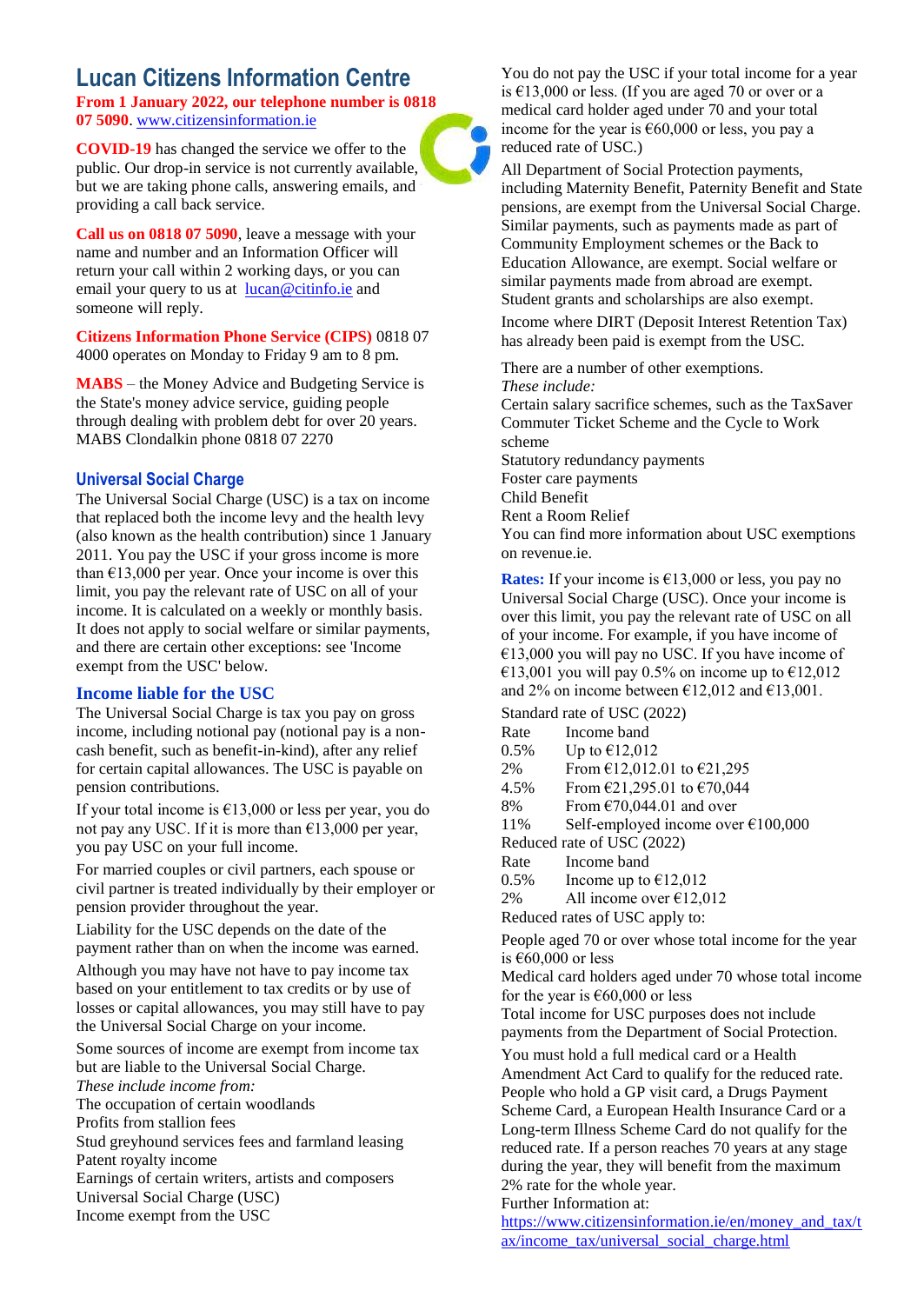# Lucan Citizens Information Centre

**From 1 January 2022, our telephone number is 0818 07 5090**. www.citizensinformation.ie

**COVID-19** has changed the service we offer to the public. Our drop-in service is not currently available, but we are taking phone calls, answering emails, and providing a call back service.

**Call us on 0818 07 5090**, leave a message with your name and number and an Information Officer will return your call within 2 working days, or you can email your query to us at lucan@citinfo.ie and someone will reply.

**Citizens Information Phone Service (CIPS)** 0818 07 4000 operates on Monday to Friday 9 am to 8 pm.

**MABS** – the Money Advice and Budgeting Service is the State's money advice service, guiding people through dealing with problem debt for over 20 years. MABS Clondalkin phone 0818 07 2270

## Universal Social Charge

The Universal Social Charge (USC) is a tax on income that replaced both the income levy and the health levy (also known as the health contribution) since 1 January 2011. You pay the USC if your gross income is more than €13,000 per year. Once your income is over this limit, you pay the relevant rate of USC on all of your income. It is calculated on a weekly or monthly basis. It does not apply to social welfare or similar payments, and there are certain other exceptions: see 'Income exempt from the USC' below.

### Income liable for the USC

The Universal Social Charge is tax you pay on gross income, including notional pay (notional pay is a non-cash benefit, such as benefit-in-kind), after any relief for certain capital allowances. The USC is payable on pension contributions.

If your total income is €13,000 or less per year, you do not pay any USC. If it is more than €13,000 per year, you pay USC on your full income.

For married couples or civil partners, each spouse or civil partner is treated individually by their employer or pension provider throughout the year.

Liability for the USC depends on the date of the payment rather than on when the income was earned.

Although you may have not have to pay income tax based on your entitlement to tax credits or by use of losses or capital allowances, you may still have to pay the Universal Social Charge on your income.

Some sources of income are exempt from income tax but are liable to the Universal Social Charge.

*These include income from:*

The occupation of certain woodlands
Profits from stallion fees
Stud greyhound services fees and farmland leasing
Patent royalty income
Earnings of certain writers, artists and composers
Universal Social Charge (USC)
Income exempt from the USC

You do not pay the USC if your total income for a year is €13,000 or less. (If you are aged 70 or over or a medical card holder aged under 70 and your total income for the year is €60,000 or less, you pay a reduced rate of USC.)

All Department of Social Protection payments, including Maternity Benefit, Paternity Benefit and State pensions, are exempt from the Universal Social Charge. Similar payments, such as payments made as part of Community Employment schemes or the Back to Education Allowance, are exempt. Social welfare or similar payments made from abroad are exempt. Student grants and scholarships are also exempt.

Income where DIRT (Deposit Interest Retention Tax) has already been paid is exempt from the USC.

There are a number of other exemptions.
*These include:*

Certain salary sacrifice schemes, such as the TaxSaver Commuter Ticket Scheme and the Cycle to Work scheme
Statutory redundancy payments
Foster care payments
Child Benefit
Rent a Room Relief
You can find more information about USC exemptions on revenue.ie.

**Rates:** If your income is €13,000 or less, you pay no Universal Social Charge (USC). Once your income is over this limit, you pay the relevant rate of USC on all of your income. For example, if you have income of €13,000 you will pay no USC. If you have income of €13,001 you will pay 0.5% on income up to €12,012 and 2% on income between €12,012 and €13,001.

Standard rate of USC (2022)

| Rate | Income band |
|---|---|
| 0.5% | Up to €12,012 |
| 2% | From €12,012.01 to €21,295 |
| 4.5% | From €21,295.01 to €70,044 |
| 8% | From €70,044.01 and over |
| 11% | Self-employed income over €100,000 |

Reduced rate of USC (2022)

| Rate | Income band |
|---|---|
| 0.5% | Income up to €12,012 |
| 2% | All income over €12,012 |

Reduced rates of USC apply to:

People aged 70 or over whose total income for the year is €60,000 or less
Medical card holders aged under 70 whose total income for the year is €60,000 or less
Total income for USC purposes does not include payments from the Department of Social Protection.

You must hold a full medical card or a Health Amendment Act Card to qualify for the reduced rate. People who hold a GP visit card, a Drugs Payment Scheme Card, a European Health Insurance Card or a Long-term Illness Scheme Card do not qualify for the reduced rate. If a person reaches 70 years at any stage during the year, they will benefit from the maximum 2% rate for the whole year.
Further Information at:
https://www.citizensinformation.ie/en/money_and_tax/tax/income_tax/universal_social_charge.html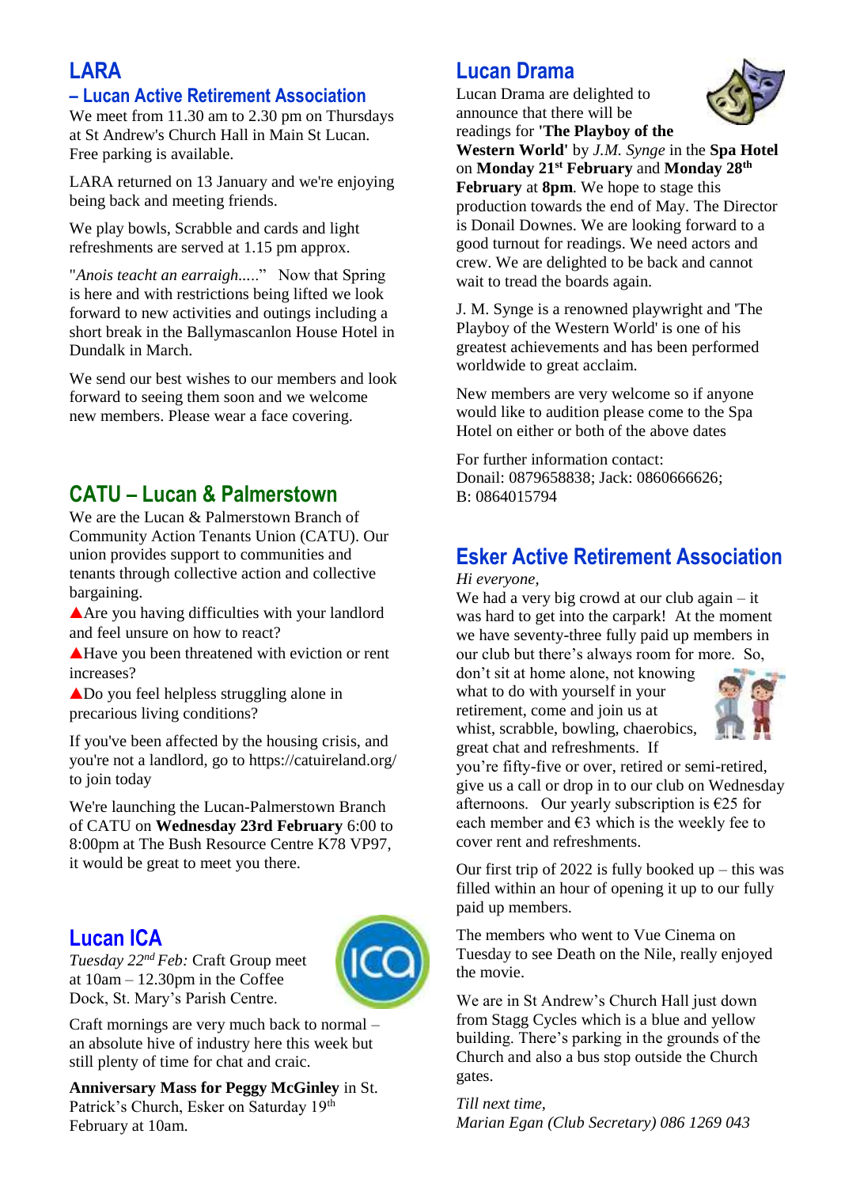## LARA

### – Lucan Active Retirement Association

We meet from 11.30 am to 2.30 pm on Thursdays at St Andrew's Church Hall in Main St Lucan. Free parking is available.

LARA returned on 13 January and we're enjoying being back and meeting friends.

We play bowls, Scrabble and cards and light refreshments are served at 1.15 pm approx.

"*Anois teacht an earraigh....*." Now that Spring is here and with restrictions being lifted we look forward to new activities and outings including a short break in the Ballymascanlon House Hotel in Dundalk in March.

We send our best wishes to our members and look forward to seeing them soon and we welcome new members. Please wear a face covering.

## CATU – Lucan & Palmerstown

We are the Lucan & Palmerstown Branch of Community Action Tenants Union (CATU). Our union provides support to communities and tenants through collective action and collective bargaining.

▲Are you having difficulties with your landlord and feel unsure on how to react?

▲Have you been threatened with eviction or rent increases?

▲Do you feel helpless struggling alone in precarious living conditions?

If you've been affected by the housing crisis, and you're not a landlord, go to https://catuireland.org/ to join today

We're launching the Lucan-Palmerstown Branch of CATU on **Wednesday 23rd February** 6:00 to 8:00pm at The Bush Resource Centre K78 VP97, it would be great to meet you there.

## Lucan ICA

*Tuesday 22nd Feb:* Craft Group meet at 10am – 12.30pm in the Coffee Dock, St. Mary's Parish Centre.

Craft mornings are very much back to normal – an absolute hive of industry here this week but still plenty of time for chat and craic.

**Anniversary Mass for Peggy McGinley** in St. Patrick's Church, Esker on Saturday 19th February at 10am.

## Lucan Drama

Lucan Drama are delighted to announce that there will be readings for **'The Playboy of the Western World'** by *J.M. Synge* in the **Spa Hotel** on **Monday 21st February** and **Monday 28th February** at **8pm**. We hope to stage this production towards the end of May. The Director is Donail Downes. We are looking forward to a good turnout for readings. We need actors and crew. We are delighted to be back and cannot wait to tread the boards again.

J. M. Synge is a renowned playwright and 'The Playboy of the Western World' is one of his greatest achievements and has been performed worldwide to great acclaim.

New members are very welcome so if anyone would like to audition please come to the Spa Hotel on either or both of the above dates

For further information contact:
Donail: 0879658838; Jack: 0860666626; B: 0864015794

## Esker Active Retirement Association

*Hi everyone,*

We had a very big crowd at our club again – it was hard to get into the carpark! At the moment we have seventy-three fully paid up members in our club but there's always room for more. So, don't sit at home alone, not knowing what to do with yourself in your retirement, come and join us at whist, scrabble, bowling, chaerobics, great chat and refreshments. If you're fifty-five or over, retired or semi-retired, give us a call or drop in to our club on Wednesday afternoons. Our yearly subscription is €25 for each member and €3 which is the weekly fee to cover rent and refreshments.

Our first trip of 2022 is fully booked up – this was filled within an hour of opening it up to our fully paid up members.

The members who went to Vue Cinema on Tuesday to see Death on the Nile, really enjoyed the movie.

We are in St Andrew's Church Hall just down from Stagg Cycles which is a blue and yellow building. There's parking in the grounds of the Church and also a bus stop outside the Church gates.

*Till next time,*
*Marian Egan (Club Secretary) 086 1269 043*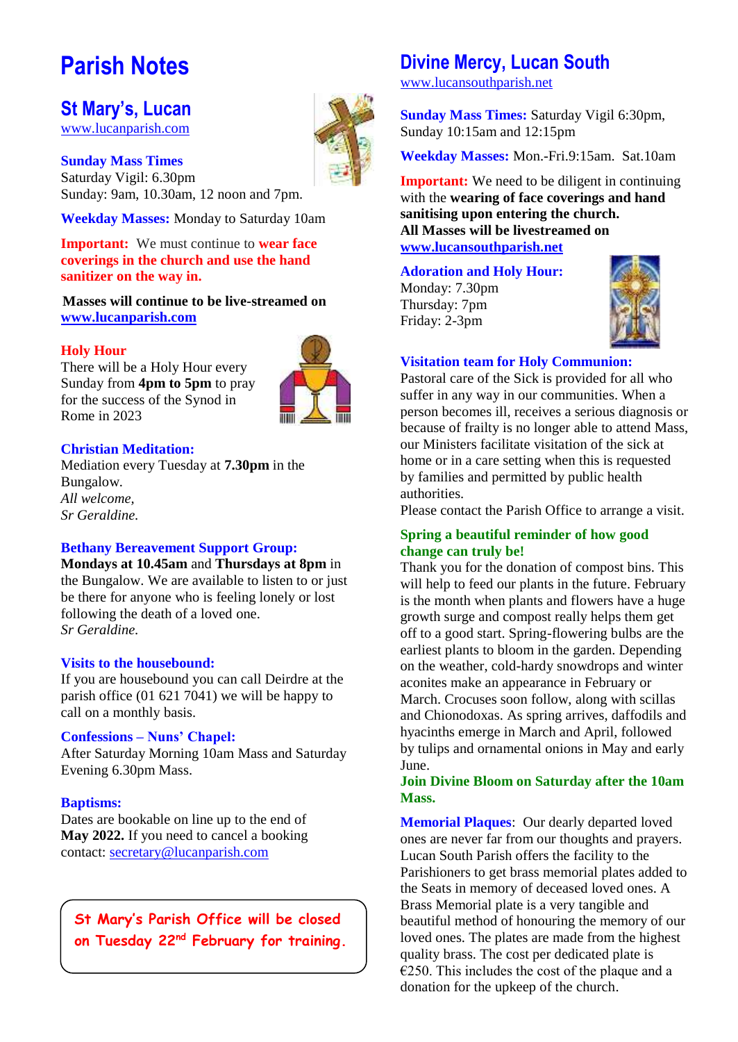# Parish Notes

## St Mary's, Lucan

www.lucanparish.com

**Sunday Mass Times**
Saturday Vigil: 6.30pm
Sunday: 9am, 10.30am, 12 noon and 7pm.

**Weekday Masses:** Monday to Saturday 10am

**Important:** We must continue to **wear face coverings in the church and use the hand sanitizer on the way in.**

**Masses will continue to be live-streamed on www.lucanparish.com**

**Holy Hour**
There will be a Holy Hour every Sunday from **4pm to 5pm** to pray for the success of the Synod in Rome in 2023

**Christian Meditation:**
Mediation every Tuesday at **7.30pm** in the Bungalow.
*All welcome,*
*Sr Geraldine.*

**Bethany Bereavement Support Group:**
**Mondays at 10.45am** and **Thursdays at 8pm** in the Bungalow. We are available to listen to or just be there for anyone who is feeling lonely or lost following the death of a loved one.
*Sr Geraldine.*

**Visits to the housebound:**
If you are housebound you can call Deirdre at the parish office (01 621 7041) we will be happy to call on a monthly basis.

**Confessions – Nuns' Chapel:**
After Saturday Morning 10am Mass and Saturday Evening 6.30pm Mass.

**Baptisms:**
Dates are bookable on line up to the end of **May 2022.** If you need to cancel a booking contact: secretary@lucanparish.com

**St Mary's Parish Office will be closed on Tuesday 22nd February for training.**

## Divine Mercy, Lucan South

www.lucansouthparish.net

**Sunday Mass Times:** Saturday Vigil 6:30pm, Sunday 10:15am and 12:15pm

**Weekday Masses:** Mon.-Fri.9:15am. Sat.10am

**Important:** We need to be diligent in continuing with the **wearing of face coverings and hand sanitising upon entering the church.**
**All Masses will be livestreamed on www.lucansouthparish.net**

**Adoration and Holy Hour:**
Monday: 7.30pm
Thursday: 7pm
Friday: 2-3pm

**Visitation team for Holy Communion:**
Pastoral care of the Sick is provided for all who suffer in any way in our communities. When a person becomes ill, receives a serious diagnosis or because of frailty is no longer able to attend Mass, our Ministers facilitate visitation of the sick at home or in a care setting when this is requested by families and permitted by public health authorities.
Please contact the Parish Office to arrange a visit.

**Spring a beautiful reminder of how good change can truly be!**
Thank you for the donation of compost bins. This will help to feed our plants in the future. February is the month when plants and flowers have a huge growth surge and compost really helps them get off to a good start. Spring-flowering bulbs are the earliest plants to bloom in the garden. Depending on the weather, cold-hardy snowdrops and winter aconites make an appearance in February or March. Crocuses soon follow, along with scillas and Chionodoxas. As spring arrives, daffodils and hyacinths emerge in March and April, followed by tulips and ornamental onions in May and early June.
**Join Divine Bloom on Saturday after the 10am Mass.**

**Memorial Plaques**: Our dearly departed loved ones are never far from our thoughts and prayers. Lucan South Parish offers the facility to the Parishioners to get brass memorial plates added to the Seats in memory of deceased loved ones. A Brass Memorial plate is a very tangible and beautiful method of honouring the memory of our loved ones. The plates are made from the highest quality brass. The cost per dedicated plate is €250. This includes the cost of the plaque and a donation for the upkeep of the church.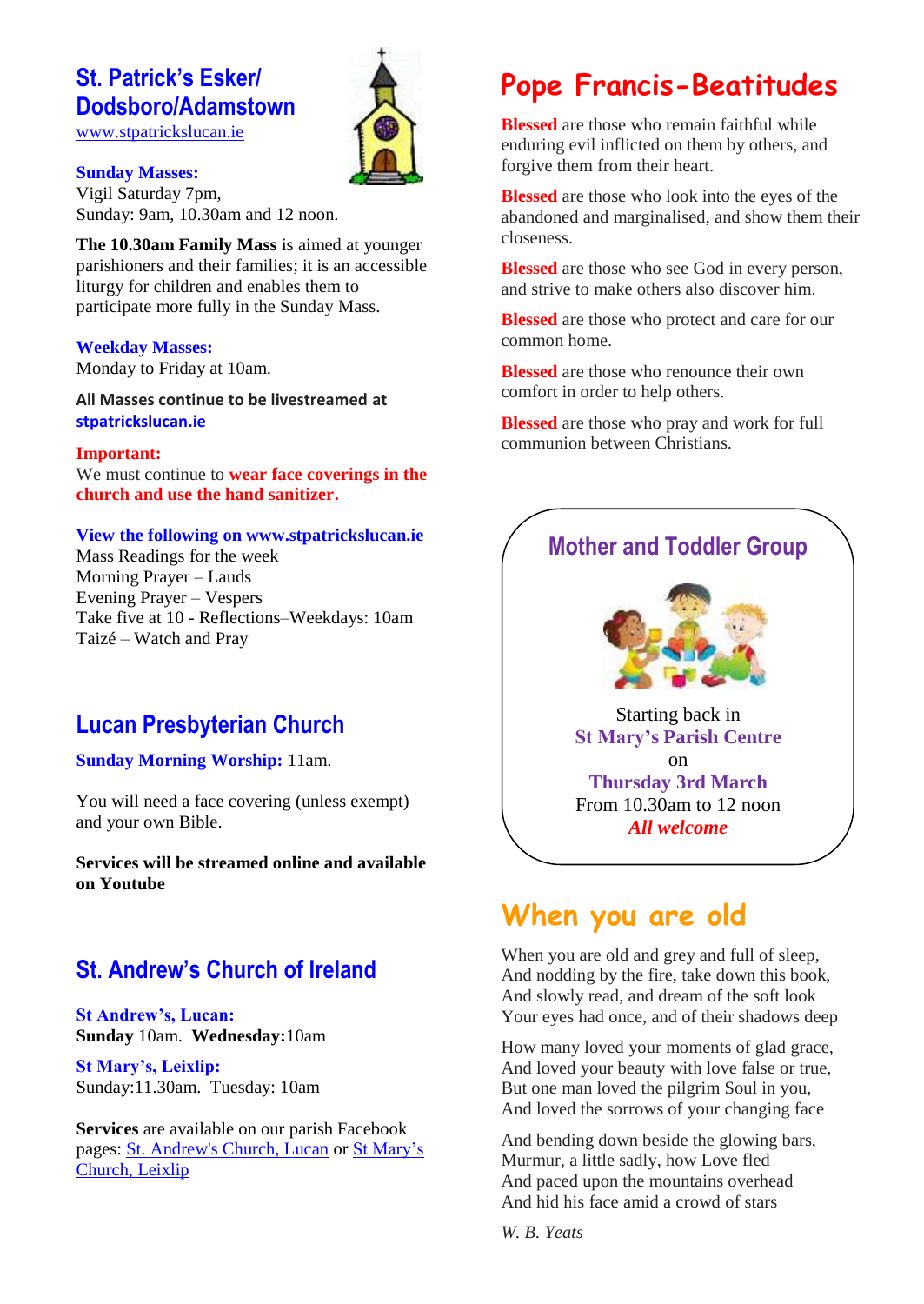## St. Patrick's Esker/ Dodsboro/Adamstown

www.stpatrickslucan.ie

**Sunday Masses:**
Vigil Saturday 7pm,
Sunday: 9am, 10.30am and 12 noon.

**The 10.30am Family Mass** is aimed at younger parishioners and their families; it is an accessible liturgy for children and enables them to participate more fully in the Sunday Mass.

**Weekday Masses:**
Monday to Friday at 10am.

**All Masses continue to be livestreamed at stpatrickslucan.ie**

**Important:**
We must continue to **wear face coverings in the church and use the hand sanitizer.**

**View the following on www.stpatrickslucan.ie**
Mass Readings for the week
Morning Prayer – Lauds
Evening Prayer – Vespers
Take five at 10 - Reflections–Weekdays: 10am
Taizé – Watch and Pray

## Lucan Presbyterian Church

**Sunday Morning Worship:** 11am.

You will need a face covering (unless exempt) and your own Bible.

**Services will be streamed online and available on Youtube**

## St. Andrew's Church of Ireland

**St Andrew's, Lucan:**
**Sunday** 10am. **Wednesday:**10am

**St Mary's, Leixlip:**
Sunday:11.30am. Tuesday: 10am

**Services** are available on our parish Facebook pages: St. Andrew's Church, Lucan or St Mary's Church, Leixlip

## Pope Francis-Beatitudes

**Blessed** are those who remain faithful while enduring evil inflicted on them by others, and forgive them from their heart.

**Blessed** are those who look into the eyes of the abandoned and marginalised, and show them their closeness.

**Blessed** are those who see God in every person, and strive to make others also discover him.

**Blessed** are those who protect and care for our common home.

**Blessed** are those who renounce their own comfort in order to help others.

**Blessed** are those who pray and work for full communion between Christians.

## Mother and Toddler Group

Starting back in
**St Mary's Parish Centre**
on
**Thursday 3rd March**
From 10.30am to 12 noon
***All welcome***

## When you are old

When you are old and grey and full of sleep,
And nodding by the fire, take down this book,
And slowly read, and dream of the soft look
Your eyes had once, and of their shadows deep

How many loved your moments of glad grace,
And loved your beauty with love false or true,
But one man loved the pilgrim Soul in you,
And loved the sorrows of your changing face

And bending down beside the glowing bars,
Murmur, a little sadly, how Love fled
And paced upon the mountains overhead
And hid his face amid a crowd of stars

*W. B. Yeats*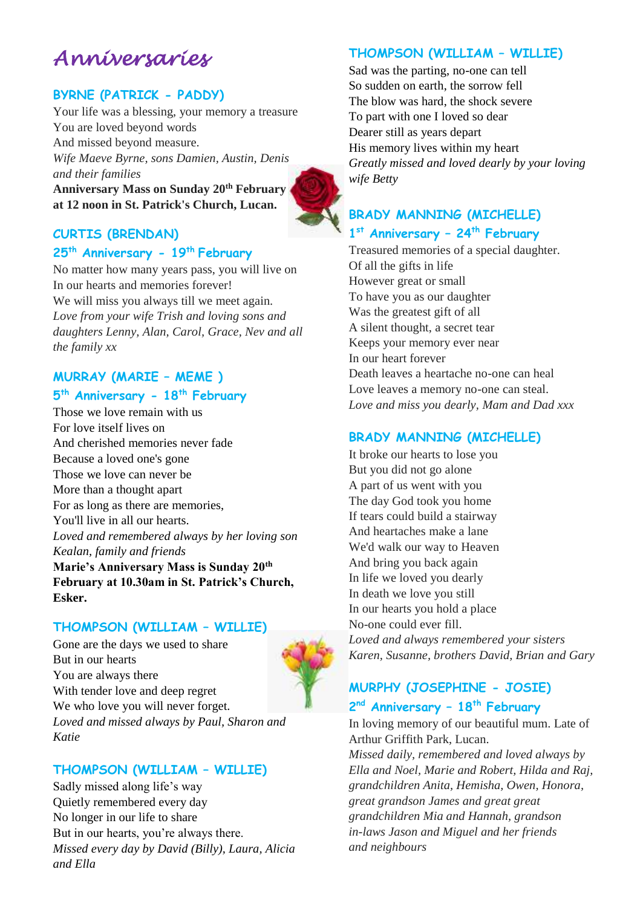# Anniversaries

### BYRNE (PATRICK - PADDY)

Your life was a blessing, your memory a treasure
You are loved beyond words
And missed beyond measure.
*Wife Maeve Byrne, sons Damien, Austin, Denis and their families*
**Anniversary Mass on Sunday 20th February at 12 noon in St. Patrick's Church, Lucan.**

### CURTIS (BRENDAN)
### 25th Anniversary - 19th February

No matter how many years pass, you will live on
In our hearts and memories forever!
We will miss you always till we meet again.
*Love from your wife Trish and loving sons and daughters Lenny, Alan, Carol, Grace, Nev and all the family xx*

### MURRAY (MARIE – MEME )
### 5th Anniversary - 18th February

Those we love remain with us
For love itself lives on
And cherished memories never fade
Because a loved one's gone
Those we love can never be
More than a thought apart
For as long as there are memories,
You'll live in all our hearts.
*Loved and remembered always by her loving son Kealan, family and friends*
**Marie's Anniversary Mass is Sunday 20th February at 10.30am in St. Patrick's Church, Esker.**

### THOMPSON (WILLIAM – WILLIE)

Gone are the days we used to share
But in our hearts
You are always there
With tender love and deep regret
We who love you will never forget.
*Loved and missed always by Paul, Sharon and Katie*

### THOMPSON (WILLIAM – WILLIE)

Sadly missed along life's way
Quietly remembered every day
No longer in our life to share
But in our hearts, you're always there.
*Missed every day by David (Billy), Laura, Alicia and Ella*

### THOMPSON (WILLIAM – WILLIE)

Sad was the parting, no-one can tell
So sudden on earth, the sorrow fell
The blow was hard, the shock severe
To part with one I loved so dear
Dearer still as years depart
His memory lives within my heart
*Greatly missed and loved dearly by your loving wife Betty*

### BRADY MANNING (MICHELLE)
### 1st Anniversary – 24th February

Treasured memories of a special daughter.
Of all the gifts in life
However great or small
To have you as our daughter
Was the greatest gift of all
A silent thought, a secret tear
Keeps your memory ever near
In our heart forever
Death leaves a heartache no-one can heal
Love leaves a memory no-one can steal.
*Love and miss you dearly, Mam and Dad xxx*

### BRADY MANNING (MICHELLE)

It broke our hearts to lose you
But you did not go alone
A part of us went with you
The day God took you home
If tears could build a stairway
And heartaches make a lane
We'd walk our way to Heaven
And bring you back again
In life we loved you dearly
In death we love you still
In our hearts you hold a place
No-one could ever fill.
*Loved and always remembered your sisters Karen, Susanne, brothers David, Brian and Gary*

### MURPHY (JOSEPHINE - JOSIE)
### 2nd Anniversary – 18th February

In loving memory of our beautiful mum. Late of Arthur Griffith Park, Lucan.
*Missed daily, remembered and loved always by Ella and Noel, Marie and Robert, Hilda and Raj, grandchildren Anita, Hemisha, Owen, Honora, great grandson James and great great grandchildren Mia and Hannah, grandson in-laws Jason and Miguel and her friends and neighbours*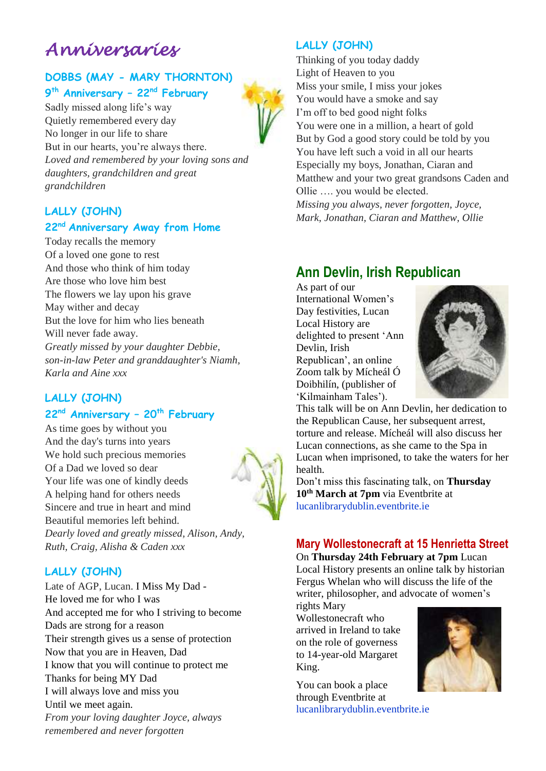# Anniversaries

### DOBBS (MAY - MARY THORNTON)

### 9th Anniversary – 22nd February

Sadly missed along life's way
Quietly remembered every day
No longer in our life to share
But in our hearts, you're always there.
*Loved and remembered by your loving sons and daughters, grandchildren and great grandchildren*

### LALLY (JOHN)

### 22nd Anniversary Away from Home

Today recalls the memory
Of a loved one gone to rest
And those who think of him today
Are those who love him best
The flowers we lay upon his grave
May wither and decay
But the love for him who lies beneath
Will never fade away.
*Greatly missed by your daughter Debbie, son-in-law Peter and granddaughter's Niamh, Karla and Aine xxx*

### LALLY (JOHN)

### 22nd Anniversary – 20th February

As time goes by without you
And the day's turns into years
We hold such precious memories
Of a Dad we loved so dear
Your life was one of kindly deeds
A helping hand for others needs
Sincere and true in heart and mind
Beautiful memories left behind.
*Dearly loved and greatly missed, Alison, Andy, Ruth, Craig, Alisha & Caden xxx*

### LALLY (JOHN)

Late of AGP, Lucan. I Miss My Dad -
He loved me for who I was
And accepted me for who I striving to become
Dads are strong for a reason
Their strength gives us a sense of protection
Now that you are in Heaven, Dad
I know that you will continue to protect me
Thanks for being MY Dad
I will always love and miss you
Until we meet again.
*From your loving daughter Joyce, always remembered and never forgotten*

### LALLY (JOHN)

Thinking of you today daddy
Light of Heaven to you
Miss your smile, I miss your jokes
You would have a smoke and say
I'm off to bed good night folks
You were one in a million, a heart of gold
But by God a good story could be told by you
You have left such a void in all our hearts
Especially my boys, Jonathan, Ciaran and Matthew and your two great grandsons Caden and Ollie …. you would be elected.
*Missing you always, never forgotten, Joyce, Mark, Jonathan, Ciaran and Matthew, Ollie*

## Ann Devlin, Irish Republican

As part of our International Women's Day festivities, Lucan Local History are delighted to present 'Ann Devlin, Irish Republican', an online Zoom talk by Mícheál Ó Doibhilín, (publisher of 'Kilmainham Tales').

This talk will be on Ann Devlin, her dedication to the Republican Cause, her subsequent arrest, torture and release. Mícheál will also discuss her Lucan connections, as she came to the Spa in Lucan when imprisoned, to take the waters for her health.

Don't miss this fascinating talk, on **Thursday 10th March at 7pm** via Eventbrite at lucanlibrarydublin.eventbrite.ie

## Mary Wollestonecraft at 15 Henrietta Street

On **Thursday 24th February at 7pm** Lucan Local History presents an online talk by historian Fergus Whelan who will discuss the life of the writer, philosopher, and advocate of women's rights Mary Wollestonecraft who arrived in Ireland to take on the role of governess to 14-year-old Margaret King.

You can book a place through Eventbrite at lucanlibrarydublin.eventbrite.ie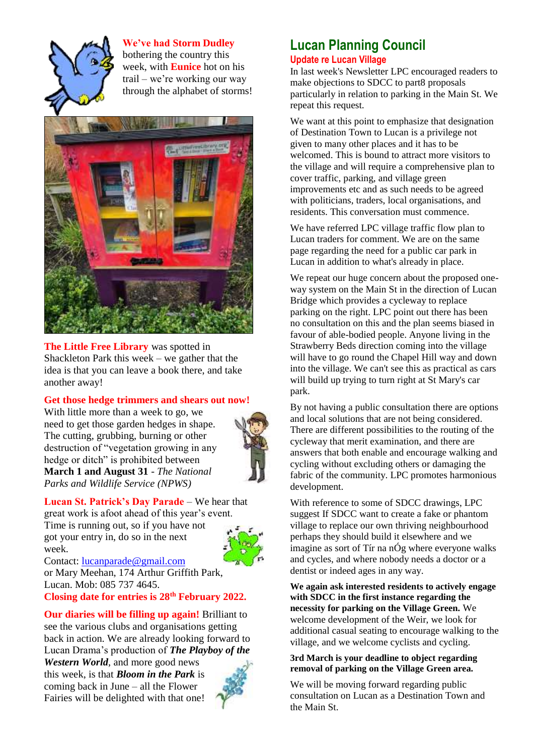**We've had Storm Dudley** bothering the country this week, with **Eunice** hot on his trail – we're working our way through the alphabet of storms!

**The Little Free Library** was spotted in Shackleton Park this week – we gather that the idea is that you can leave a book there, and take another away!

**Get those hedge trimmers and shears out now!**

With little more than a week to go, we need to get those garden hedges in shape. The cutting, grubbing, burning or other destruction of "vegetation growing in any hedge or ditch" is prohibited between **March 1 and August 31** - *The National Parks and Wildlife Service (NPWS)*

**Lucan St. Patrick's Day Parade** – We hear that great work is afoot ahead of this year's event. Time is running out, so if you have not got your entry in, do so in the next week.

Contact: lucanparade@gmail.com or Mary Meehan, 174 Arthur Griffith Park, Lucan. Mob: 085 737 4645.

**Closing date for entries is 28th February 2022.**

**Our diaries will be filling up again!** Brilliant to see the various clubs and organisations getting back in action. We are already looking forward to Lucan Drama's production of ***The Playboy of the Western World***, and more good news this week, is that ***Bloom in the Park*** is coming back in June – all the Flower Fairies will be delighted with that one!

## Lucan Planning Council

### Update re Lucan Village

In last week's Newsletter LPC encouraged readers to make objections to SDCC to part8 proposals particularly in relation to parking in the Main St. We repeat this request.

We want at this point to emphasize that designation of Destination Town to Lucan is a privilege not given to many other places and it has to be welcomed. This is bound to attract more visitors to the village and will require a comprehensive plan to cover traffic, parking, and village green improvements etc and as such needs to be agreed with politicians, traders, local organisations, and residents. This conversation must commence.

We have referred LPC village traffic flow plan to Lucan traders for comment. We are on the same page regarding the need for a public car park in Lucan in addition to what's already in place.

We repeat our huge concern about the proposed one-way system on the Main St in the direction of Lucan Bridge which provides a cycleway to replace parking on the right. LPC point out there has been no consultation on this and the plan seems biased in favour of able-bodied people. Anyone living in the Strawberry Beds direction coming into the village will have to go round the Chapel Hill way and down into the village. We can't see this as practical as cars will build up trying to turn right at St Mary's car park.

By not having a public consultation there are options and local solutions that are not being considered. There are different possibilities to the routing of the cycleway that merit examination, and there are answers that both enable and encourage walking and cycling without excluding others or damaging the fabric of the community. LPC promotes harmonious development.

With reference to some of SDCC drawings, LPC suggest If SDCC want to create a fake or phantom village to replace our own thriving neighbourhood perhaps they should build it elsewhere and we imagine as sort of Tír na nÓg where everyone walks and cycles, and where nobody needs a doctor or a dentist or indeed ages in any way.

**We again ask interested residents to actively engage with SDCC in the first instance regarding the necessity for parking on the Village Green.** We welcome development of the Weir, we look for additional casual seating to encourage walking to the village, and we welcome cyclists and cycling.

**3rd March is your deadline to object regarding removal of parking on the Village Green area.**

We will be moving forward regarding public consultation on Lucan as a Destination Town and the Main St.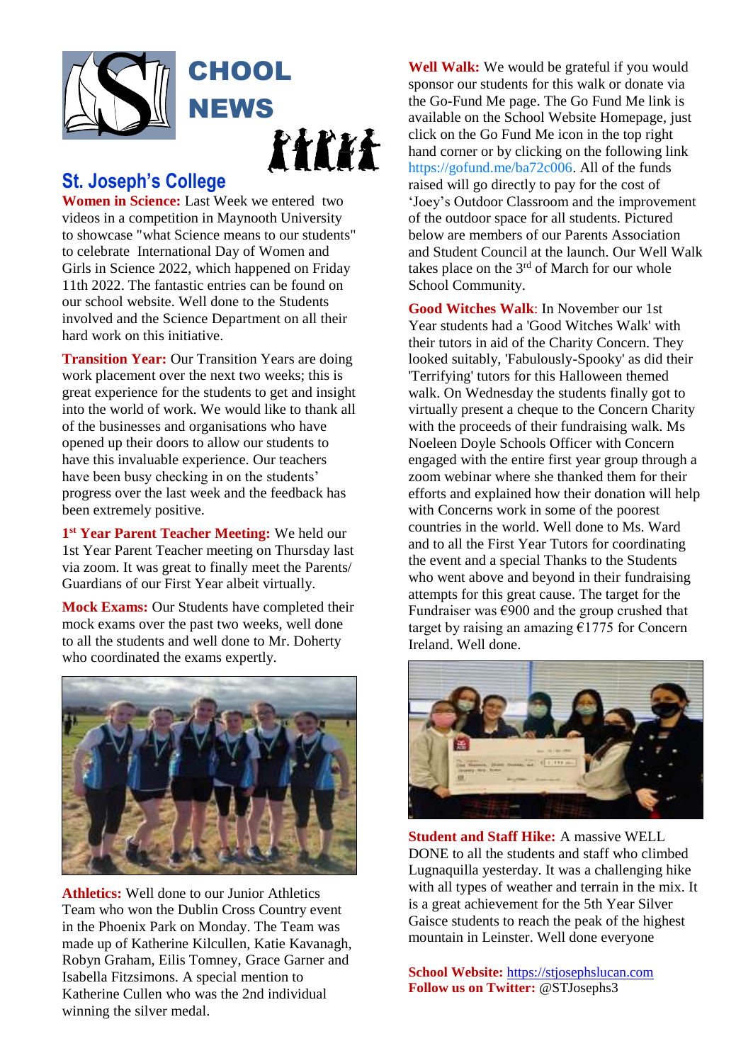# SCHOOL NEWS

## St. Joseph's College

**Women in Science:** Last Week we entered two videos in a competition in Maynooth University to showcase "what Science means to our students" to celebrate International Day of Women and Girls in Science 2022, which happened on Friday 11th 2022. The fantastic entries can be found on our school website. Well done to the Students involved and the Science Department on all their hard work on this initiative.

**Transition Year:** Our Transition Years are doing work placement over the next two weeks; this is great experience for the students to get and insight into the world of work. We would like to thank all of the businesses and organisations who have opened up their doors to allow our students to have this invaluable experience. Our teachers have been busy checking in on the students' progress over the last week and the feedback has been extremely positive.

**1st Year Parent Teacher Meeting:** We held our 1st Year Parent Teacher meeting on Thursday last via zoom. It was great to finally meet the Parents/ Guardians of our First Year albeit virtually.

**Mock Exams:** Our Students have completed their mock exams over the past two weeks, well done to all the students and well done to Mr. Doherty who coordinated the exams expertly.

**Athletics:** Well done to our Junior Athletics Team who won the Dublin Cross Country event in the Phoenix Park on Monday. The Team was made up of Katherine Kilcullen, Katie Kavanagh, Robyn Graham, Eilis Tomney, Grace Garner and Isabella Fitzsimons. A special mention to Katherine Cullen who was the 2nd individual winning the silver medal.

**Well Walk:** We would be grateful if you would sponsor our students for this walk or donate via the Go-Fund Me page. The Go Fund Me link is available on the School Website Homepage, just click on the Go Fund Me icon in the top right hand corner or by clicking on the following link https://gofund.me/ba72c006. All of the funds raised will go directly to pay for the cost of 'Joey's Outdoor Classroom and the improvement of the outdoor space for all students. Pictured below are members of our Parents Association and Student Council at the launch. Our Well Walk takes place on the 3rd of March for our whole School Community.

**Good Witches Walk:** In November our 1st Year students had a 'Good Witches Walk' with their tutors in aid of the Charity Concern. They looked suitably, 'Fabulously-Spooky' as did their 'Terrifying' tutors for this Halloween themed walk. On Wednesday the students finally got to virtually present a cheque to the Concern Charity with the proceeds of their fundraising walk. Ms Noeleen Doyle Schools Officer with Concern engaged with the entire first year group through a zoom webinar where she thanked them for their efforts and explained how their donation will help with Concerns work in some of the poorest countries in the world. Well done to Ms. Ward and to all the First Year Tutors for coordinating the event and a special Thanks to the Students who went above and beyond in their fundraising attempts for this great cause. The target for the Fundraiser was €900 and the group crushed that target by raising an amazing €1775 for Concern Ireland. Well done.

**Student and Staff Hike:** A massive WELL DONE to all the students and staff who climbed Lugnaquilla yesterday. It was a challenging hike with all types of weather and terrain in the mix. It is a great achievement for the 5th Year Silver Gaisce students to reach the peak of the highest mountain in Leinster. Well done everyone

**School Website:** https://stjosephslucan.com
**Follow us on Twitter:** @STJosephs3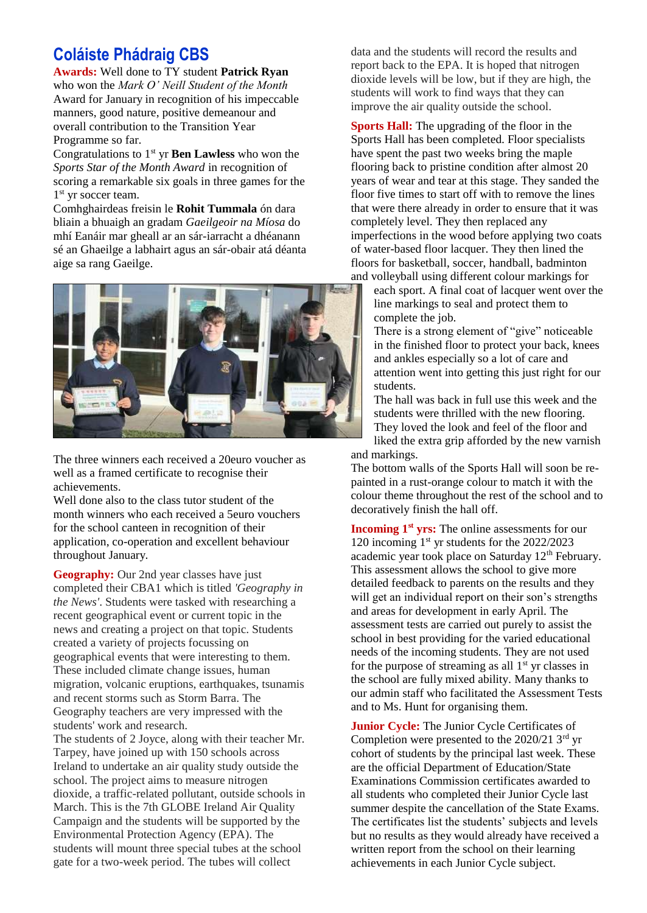## Coláiste Phádraig CBS

**Awards:** Well done to TY student **Patrick Ryan** who won the *Mark O' Neill Student of the Month* Award for January in recognition of his impeccable manners, good nature, positive demeanour and overall contribution to the Transition Year Programme so far.

Congratulations to 1st yr **Ben Lawless** who won the *Sports Star of the Month Award* in recognition of scoring a remarkable six goals in three games for the 1st yr soccer team.

Comhghairdeas freisin le **Rohit Tummala** ón dara bliain a bhuaigh an gradam *Gaeilgeoir na Míosa* do mhí Eanáir mar gheall ar an sár-iarracht a dhéanann sé an Ghaeilge a labhairt agus an sár-obair atá déanta aige sa rang Gaelige.

The three winners each received a 20euro voucher as well as a framed certificate to recognise their achievements.

Well done also to the class tutor student of the month winners who each received a 5euro vouchers for the school canteen in recognition of their application, co-operation and excellent behaviour throughout January.

**Geography:** Our 2nd year classes have just completed their CBA1 which is titled *'Geography in the News'*. Students were tasked with researching a recent geographical event or current topic in the news and creating a project on that topic. Students created a variety of projects focussing on geographical events that were interesting to them. These included climate change issues, human migration, volcanic eruptions, earthquakes, tsunamis and recent storms such as Storm Barra. The Geography teachers are very impressed with the students' work and research.

The students of 2 Joyce, along with their teacher Mr. Tarpey, have joined up with 150 schools across Ireland to undertake an air quality study outside the school. The project aims to measure nitrogen dioxide, a traffic-related pollutant, outside schools in March. This is the 7th GLOBE Ireland Air Quality Campaign and the students will be supported by the Environmental Protection Agency (EPA). The students will mount three special tubes at the school gate for a two-week period. The tubes will collect data and the students will record the results and report back to the EPA. It is hoped that nitrogen dioxide levels will be low, but if they are high, the students will work to find ways that they can improve the air quality outside the school.

**Sports Hall:** The upgrading of the floor in the Sports Hall has been completed. Floor specialists have spent the past two weeks bring the maple flooring back to pristine condition after almost 20 years of wear and tear at this stage. They sanded the floor five times to start off with to remove the lines that were there already in order to ensure that it was completely level. They then replaced any imperfections in the wood before applying two coats of water-based floor lacquer. They then lined the floors for basketball, soccer, handball, badminton and volleyball using different colour markings for each sport. A final coat of lacquer went over the line markings to seal and protect them to complete the job.

There is a strong element of "give" noticeable in the finished floor to protect your back, knees and ankles especially so a lot of care and attention went into getting this just right for our students.

The hall was back in full use this week and the students were thrilled with the new flooring. They loved the look and feel of the floor and liked the extra grip afforded by the new varnish and markings.

The bottom walls of the Sports Hall will soon be re-painted in a rust-orange colour to match it with the colour theme throughout the rest of the school and to decoratively finish the hall off.

**Incoming 1st yrs:** The online assessments for our 120 incoming 1st yr students for the 2022/2023 academic year took place on Saturday 12th February. This assessment allows the school to give more detailed feedback to parents on the results and they will get an individual report on their son's strengths and areas for development in early April. The assessment tests are carried out purely to assist the school in best providing for the varied educational needs of the incoming students. They are not used for the purpose of streaming as all 1st yr classes in the school are fully mixed ability. Many thanks to our admin staff who facilitated the Assessment Tests and to Ms. Hunt for organising them.

**Junior Cycle:** The Junior Cycle Certificates of Completion were presented to the 2020/21 3rd yr cohort of students by the principal last week. These are the official Department of Education/State Examinations Commission certificates awarded to all students who completed their Junior Cycle last summer despite the cancellation of the State Exams. The certificates list the students' subjects and levels but no results as they would already have received a written report from the school on their learning achievements in each Junior Cycle subject.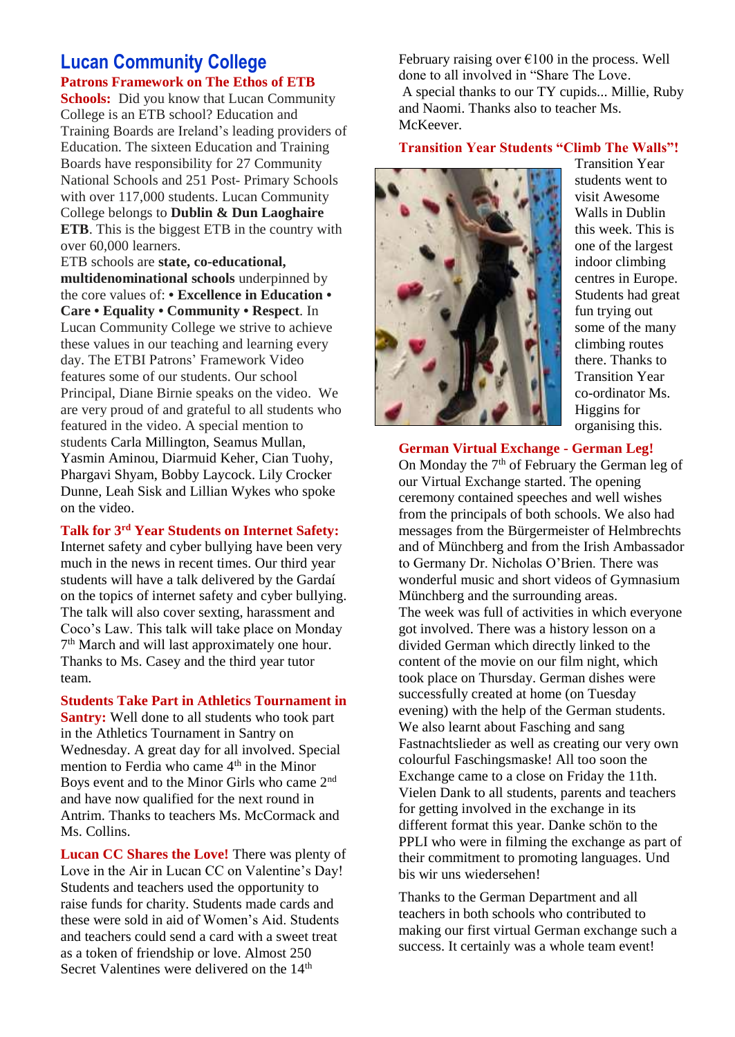# Lucan Community College

**Patrons Framework on The Ethos of ETB Schools:** Did you know that Lucan Community College is an ETB school? Education and Training Boards are Ireland's leading providers of Education. The sixteen Education and Training Boards have responsibility for 27 Community National Schools and 251 Post- Primary Schools with over 117,000 students. Lucan Community College belongs to **Dublin & Dun Laoghaire ETB**. This is the biggest ETB in the country with over 60,000 learners.

ETB schools are **state, co-educational, multidenominational schools** underpinned by the core values of: **• Excellence in Education • Care • Equality • Community • Respect**. In Lucan Community College we strive to achieve these values in our teaching and learning every day. The ETBI Patrons' Framework Video features some of our students. Our school Principal, Diane Birnie speaks on the video. We are very proud of and grateful to all students who featured in the video. A special mention to students Carla Millington, Seamus Mullan, Yasmin Aminou, Diarmuid Keher, Cian Tuohy, Phargavi Shyam, Bobby Laycock. Lily Crocker Dunne, Leah Sisk and Lillian Wykes who spoke on the video.

**Talk for 3rd Year Students on Internet Safety:** Internet safety and cyber bullying have been very much in the news in recent times. Our third year students will have a talk delivered by the Gardaí on the topics of internet safety and cyber bullying. The talk will also cover sexting, harassment and Coco's Law. This talk will take place on Monday 7th March and will last approximately one hour. Thanks to Ms. Casey and the third year tutor team.

**Students Take Part in Athletics Tournament in Santry:** Well done to all students who took part in the Athletics Tournament in Santry on Wednesday. A great day for all involved. Special mention to Ferdia who came 4th in the Minor Boys event and to the Minor Girls who came 2nd and have now qualified for the next round in Antrim. Thanks to teachers Ms. McCormack and Ms. Collins.

**Lucan CC Shares the Love!** There was plenty of Love in the Air in Lucan CC on Valentine's Day! Students and teachers used the opportunity to raise funds for charity. Students made cards and these were sold in aid of Women's Aid. Students and teachers could send a card with a sweet treat as a token of friendship or love. Almost 250 Secret Valentines were delivered on the 14th February raising over €100 in the process. Well done to all involved in "Share The Love.

A special thanks to our TY cupids... Millie, Ruby and Naomi. Thanks also to teacher Ms. McKeever.

**Transition Year Students "Climb The Walls"!**

Transition Year students went to visit Awesome Walls in Dublin this week. This is one of the largest indoor climbing centres in Europe. Students had great fun trying out some of the many climbing routes there. Thanks to Transition Year co-ordinator Ms. Higgins for organising this.

**German Virtual Exchange - German Leg!**

On Monday the 7th of February the German leg of our Virtual Exchange started. The opening ceremony contained speeches and well wishes from the principals of both schools. We also had messages from the Bürgermeister of Helmbrechts and of Münchberg and from the Irish Ambassador to Germany Dr. Nicholas O'Brien. There was wonderful music and short videos of Gymnasium Münchberg and the surrounding areas.

The week was full of activities in which everyone got involved. There was a history lesson on a divided German which directly linked to the content of the movie on our film night, which took place on Thursday. German dishes were successfully created at home (on Tuesday evening) with the help of the German students. We also learnt about Fasching and sang Fastnachtslieder as well as creating our very own colourful Faschingsmaske! All too soon the Exchange came to a close on Friday the 11th. Vielen Dank to all students, parents and teachers for getting involved in the exchange in its different format this year. Danke schön to the PPLI who were in filming the exchange as part of their commitment to promoting languages. Und bis wir uns wiedersehen!

Thanks to the German Department and all teachers in both schools who contributed to making our first virtual German exchange such a success. It certainly was a whole team event!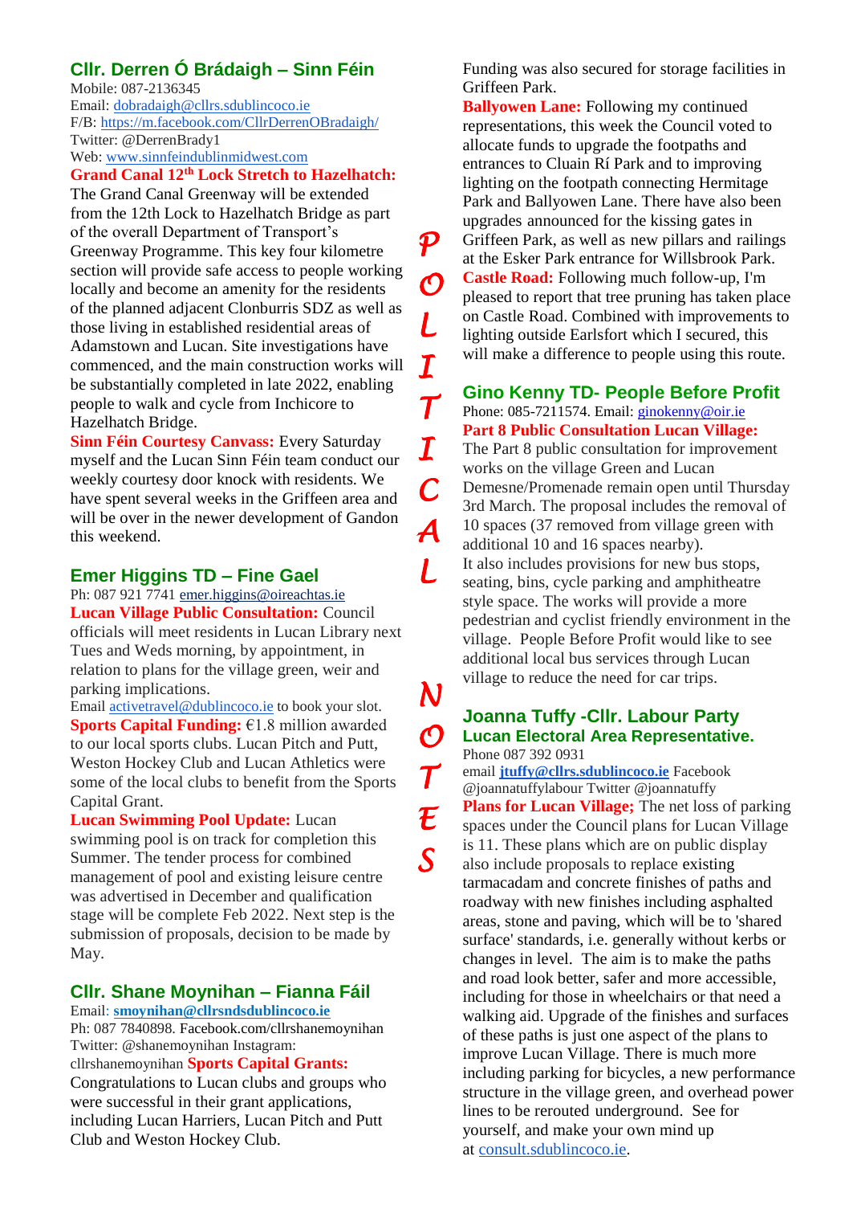## Cllr. Derren Ó Brádaigh – Sinn Féin

Mobile: 087-2136345
Email: dobradaigh@cllrs.sdublincoco.ie
F/B: https://m.facebook.com/CllrDerrenOBradaigh/
Twitter: @DerrenBrady1
Web: www.sinnfeindublinmidwest.com

**Grand Canal 12th Lock Stretch to Hazelhatch:** The Grand Canal Greenway will be extended from the 12th Lock to Hazelhatch Bridge as part of the overall Department of Transport's Greenway Programme. This key four kilometre section will provide safe access to people working locally and become an amenity for the residents of the planned adjacent Clonburris SDZ as well as those living in established residential areas of Adamstown and Lucan. Site investigations have commenced, and the main construction works will be substantially completed in late 2022, enabling people to walk and cycle from Inchicore to Hazelhatch Bridge.

**Sinn Féin Courtesy Canvass:** Every Saturday myself and the Lucan Sinn Féin team conduct our weekly courtesy door knock with residents. We have spent several weeks in the Griffeen area and will be over in the newer development of Gandon this weekend.

## Emer Higgins TD – Fine Gael

Ph: 087 921 7741 emer.higgins@oireachtas.ie

**Lucan Village Public Consultation:** Council officials will meet residents in Lucan Library next Tues and Weds morning, by appointment, in relation to plans for the village green, weir and parking implications.
Email activetravel@dublincoco.ie to book your slot.

**Sports Capital Funding:** €1.8 million awarded to our local sports clubs. Lucan Pitch and Putt, Weston Hockey Club and Lucan Athletics were some of the local clubs to benefit from the Sports Capital Grant.

**Lucan Swimming Pool Update:** Lucan swimming pool is on track for completion this Summer. The tender process for combined management of pool and existing leisure centre was advertised in December and qualification stage will be complete Feb 2022. Next step is the submission of proposals, decision to be made by May.

## Cllr. Shane Moynihan – Fianna Fáil

Email: **smoynihan@cllrsndsdublincoco.ie**
Ph: 087 7840898. Facebook.com/cllrshanemoynihan
Twitter: @shanemoynihan Instagram: cllrshanemoynihan

**Sports Capital Grants:** Congratulations to Lucan clubs and groups who were successful in their grant applications, including Lucan Harriers, Lucan Pitch and Putt Club and Weston Hockey Club. Funding was also secured for storage facilities in Griffeen Park.

**Ballyowen Lane:** Following my continued representations, this week the Council voted to allocate funds to upgrade the footpaths and entrances to Cluain Rí Park and to improving lighting on the footpath connecting Hermitage Park and Ballyowen Lane. There have also been upgrades announced for the kissing gates in Griffeen Park, as well as new pillars and railings at the Esker Park entrance for Willsbrook Park.

**Castle Road:** Following much follow-up, I'm pleased to report that tree pruning has taken place on Castle Road. Combined with improvements to lighting outside Earlsfort which I secured, this will make a difference to people using this route.

## Gino Kenny TD- People Before Profit

Phone: 085-7211574. Email: ginokenny@oir.ie

**Part 8 Public Consultation Lucan Village:** The Part 8 public consultation for improvement works on the village Green and Lucan Demesne/Promenade remain open until Thursday 3rd March. The proposal includes the removal of 10 spaces (37 removed from village green with additional 10 and 16 spaces nearby).
It also includes provisions for new bus stops, seating, bins, cycle parking and amphitheatre style space. The works will provide a more pedestrian and cyclist friendly environment in the village. People Before Profit would like to see additional local bus services through Lucan village to reduce the need for car trips.

## Joanna Tuffy -Cllr. Labour Party
### Lucan Electoral Area Representative.

Phone 087 392 0931
email **jtuffy@cllrs.sdublincoco.ie** Facebook @joannatuffylabour Twitter @joannatuffy

**Plans for Lucan Village;** The net loss of parking spaces under the Council plans for Lucan Village is 11. These plans which are on public display also include proposals to replace existing tarmacadam and concrete finishes of paths and roadway with new finishes including asphalted areas, stone and paving, which will be to 'shared surface' standards, i.e. generally without kerbs or changes in level. The aim is to make the paths and road look better, safer and more accessible, including for those in wheelchairs or that need a walking aid. Upgrade of the finishes and surfaces of these paths is just one aspect of the plans to improve Lucan Village. There is much more including parking for bicycles, a new performance structure in the village green, and overhead power lines to be rerouted underground. See for yourself, and make your own mind up at consult.sdublincoco.ie.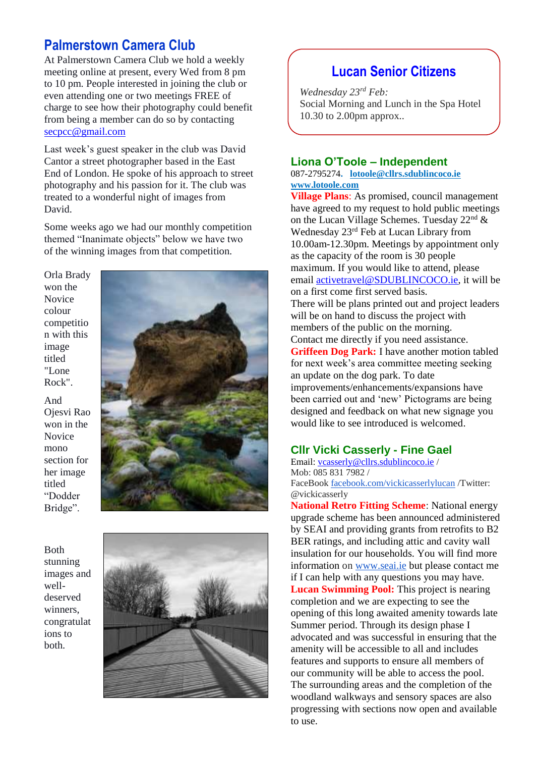## Palmerstown Camera Club

At Palmerstown Camera Club we hold a weekly meeting online at present, every Wed from 8 pm to 10 pm. People interested in joining the club or even attending one or two meetings FREE of charge to see how their photography could benefit from being a member can do so by contacting secpcc@gmail.com

Last week's guest speaker in the club was David Cantor a street photographer based in the East End of London. He spoke of his approach to street photography and his passion for it. The club was treated to a wonderful night of images from David.

Some weeks ago we had our monthly competition themed "Inanimate objects" below we have two of the winning images from that competition.

Orla Brady won the Novice colour competition with this image titled "Lone Rock".

And Ojesvi Rao won in the Novice mono section for her image titled "Dodder Bridge".

Both stunning images and well-deserved winners, congratulations to both.

## Lucan Senior Citizens

*Wednesday 23rd Feb:*
Social Morning and Lunch in the Spa Hotel 10.30 to 2.00pm approx..

## Liona O'Toole – Independent

087-2795274. **lotoole@cllrs.sdublincoco.ie**
**www.lotoole.com**

**Village Plans**: As promised, council management have agreed to my request to hold public meetings on the Lucan Village Schemes. Tuesday 22nd & Wednesday 23rd Feb at Lucan Library from 10.00am-12.30pm. Meetings by appointment only as the capacity of the room is 30 people maximum. If you would like to attend, please email activetravel@SDUBLINCOCO.ie, it will be on a first come first served basis.
There will be plans printed out and project leaders will be on hand to discuss the project with members of the public on the morning.
Contact me directly if you need assistance.

**Griffeen Dog Park:** I have another motion tabled for next week's area committee meeting seeking an update on the dog park. To date improvements/enhancements/expansions have been carried out and 'new' Pictograms are being designed and feedback on what new signage you would like to see introduced is welcomed.

## Cllr Vicki Casserly - Fine Gael

Email: vcasserly@cllrs.sdublincoco.ie /
Mob: 085 831 7982 /
FaceBook facebook.com/vickicasserlylucan /Twitter: @vickicasserly

**National Retro Fitting Scheme**: National energy upgrade scheme has been announced administered by SEAI and providing grants from retrofits to B2 BER ratings, and including attic and cavity wall insulation for our households. You will find more information on www.seai.ie but please contact me if I can help with any questions you may have.

**Lucan Swimming Pool:** This project is nearing completion and we are expecting to see the opening of this long awaited amenity towards late Summer period. Through its design phase I advocated and was successful in ensuring that the amenity will be accessible to all and includes features and supports to ensure all members of our community will be able to access the pool. The surrounding areas and the completion of the woodland walkways and sensory spaces are also progressing with sections now open and available to use.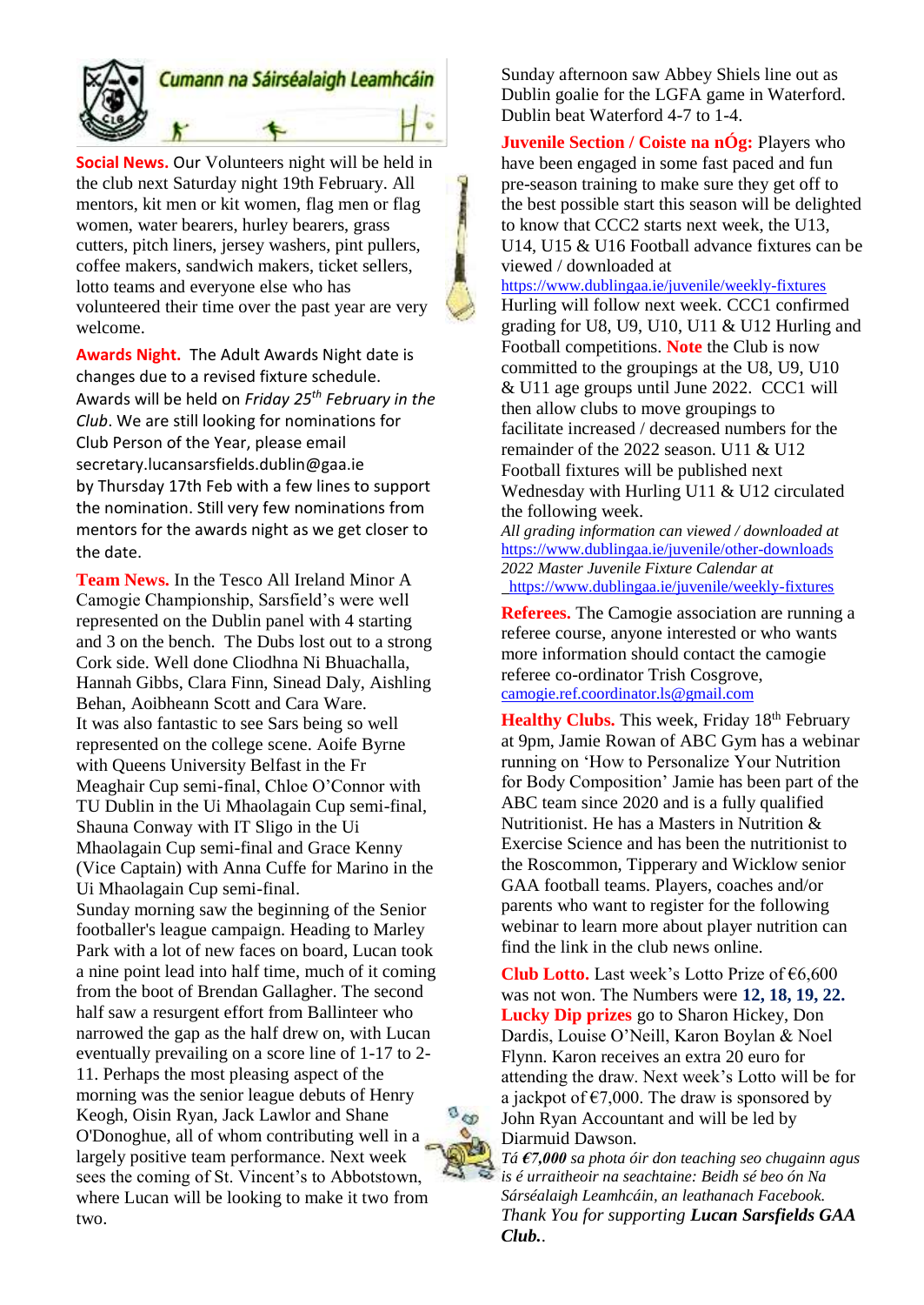**Cumann na Sáirséalaigh Leamhcáin**

**Social News.** Our Volunteers night will be held in the club next Saturday night 19th February. All mentors, kit men or kit women, flag men or flag women, water bearers, hurley bearers, grass cutters, pitch liners, jersey washers, pint pullers, coffee makers, sandwich makers, ticket sellers, lotto teams and everyone else who has volunteered their time over the past year are very welcome.

**Awards Night.** The Adult Awards Night date is changes due to a revised fixture schedule. Awards will be held on *Friday 25th February in the Club*. We are still looking for nominations for Club Person of the Year, please email secretary.lucansarsfields.dublin@gaa.ie by Thursday 17th Feb with a few lines to support the nomination. Still very few nominations from mentors for the awards night as we get closer to the date.

**Team News.** In the Tesco All Ireland Minor A Camogie Championship, Sarsfield's were well represented on the Dublin panel with 4 starting and 3 on the bench. The Dubs lost out to a strong Cork side. Well done Cliodhna Ni Bhuachalla, Hannah Gibbs, Clara Finn, Sinead Daly, Aishling Behan, Aoibheann Scott and Cara Ware.
It was also fantastic to see Sars being so well represented on the college scene. Aoife Byrne with Queens University Belfast in the Fr Meaghair Cup semi-final, Chloe O'Connor with TU Dublin in the Ui Mhaolagain Cup semi-final, Shauna Conway with IT Sligo in the Ui Mhaolagain Cup semi-final and Grace Kenny (Vice Captain) with Anna Cuffe for Marino in the Ui Mhaolagain Cup semi-final.
Sunday morning saw the beginning of the Senior footballer's league campaign. Heading to Marley Park with a lot of new faces on board, Lucan took a nine point lead into half time, much of it coming from the boot of Brendan Gallagher. The second half saw a resurgent effort from Ballinteer who narrowed the gap as the half drew on, with Lucan eventually prevailing on a score line of 1-17 to 2-11. Perhaps the most pleasing aspect of the morning was the senior league debuts of Henry Keogh, Oisin Ryan, Jack Lawlor and Shane O'Donoghue, all of whom contributing well in a largely positive team performance. Next week sees the coming of St. Vincent's to Abbotstown, where Lucan will be looking to make it two from two.
Sunday afternoon saw Abbey Shiels line out as Dublin goalie for the LGFA game in Waterford. Dublin beat Waterford 4-7 to 1-4.

**Juvenile Section / Coiste na nÓg:** Players who have been engaged in some fast paced and fun pre-season training to make sure they get off to the best possible start this season will be delighted to know that CCC2 starts next week, the U13, U14, U15 & U16 Football advance fixtures can be viewed / downloaded at
https://www.dublingaa.ie/juvenile/weekly-fixtures
Hurling will follow next week. CCC1 confirmed grading for U8, U9, U10, U11 & U12 Hurling and Football competitions. **Note** the Club is now committed to the groupings at the U8, U9, U10 & U11 age groups until June 2022. CCC1 will then allow clubs to move groupings to facilitate increased / decreased numbers for the remainder of the 2022 season. U11 & U12 Football fixtures will be published next Wednesday with Hurling U11 & U12 circulated the following week.
*All grading information can viewed / downloaded at* https://www.dublingaa.ie/juvenile/other-downloads
*2022 Master Juvenile Fixture Calendar at* https://www.dublingaa.ie/juvenile/weekly-fixtures

**Referees.** The Camogie association are running a referee course, anyone interested or who wants more information should contact the camogie referee co-ordinator Trish Cosgrove, camogie.ref.coordinator.ls@gmail.com

**Healthy Clubs.** This week, Friday 18th February at 9pm, Jamie Rowan of ABC Gym has a webinar running on 'How to Personalize Your Nutrition for Body Composition' Jamie has been part of the ABC team since 2020 and is a fully qualified Nutritionist. He has a Masters in Nutrition & Exercise Science and has been the nutritionist to the Roscommon, Tipperary and Wicklow senior GAA football teams. Players, coaches and/or parents who want to register for the following webinar to learn more about player nutrition can find the link in the club news online.

**Club Lotto.** Last week's Lotto Prize of €6,600 was not won. The Numbers were **12, 18, 19, 22.** **Lucky Dip prizes** go to Sharon Hickey, Don Dardis, Louise O'Neill, Karon Boylan & Noel Flynn. Karon receives an extra 20 euro for attending the draw. Next week's Lotto will be for a jackpot of €7,000. The draw is sponsored by John Ryan Accountant and will be led by Diarmuid Dawson.
*Tá **€7,000** sa phota óir don teaching seo chugainn agus is é urraitheoir na seachtaine: Beidh sé beo ón Na Sárséalaigh Leamhcáin, an leathanach Facebook.*
*Thank You for supporting **Lucan Sarsfields GAA Club.***.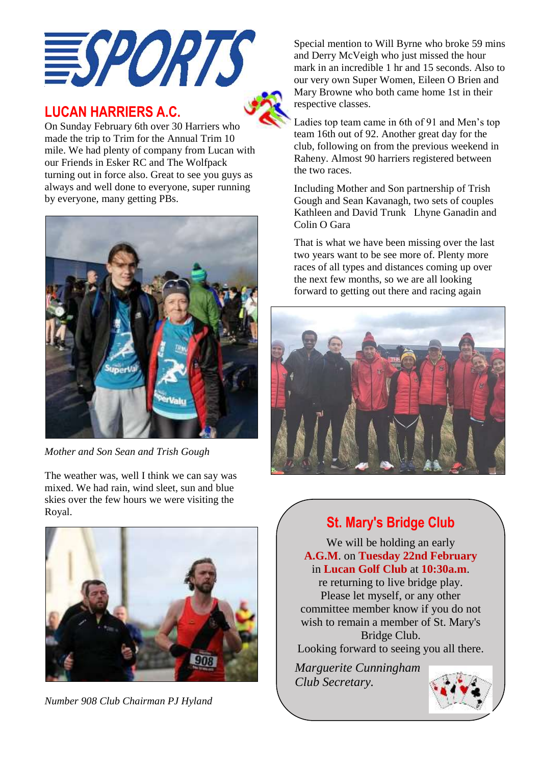# SPORTS

## LUCAN HARRIERS A.C.

On Sunday February 6th over 30 Harriers who made the trip to Trim for the Annual Trim 10 mile. We had plenty of company from Lucan with our Friends in Esker RC and The Wolfpack turning out in force also. Great to see you guys as always and well done to everyone, super running by everyone, many getting PBs.

*Mother and Son Sean and Trish Gough*

The weather was, well I think we can say was mixed. We had rain, wind sleet, sun and blue skies over the few hours we were visiting the Royal.

*Number 908 Club Chairman PJ Hyland*

Special mention to Will Byrne who broke 59 mins and Derry McVeigh who just missed the hour mark in an incredible 1 hr and 15 seconds. Also to our very own Super Women, Eileen O Brien and Mary Browne who both came home 1st in their respective classes.

Ladies top team came in 6th of 91 and Men's top team 16th out of 92. Another great day for the club, following on from the previous weekend in Raheny. Almost 90 harriers registered between the two races.

Including Mother and Son partnership of Trish Gough and Sean Kavanagh, two sets of couples Kathleen and David Trunk Lhyne Ganadin and Colin O Gara

That is what we have been missing over the last two years want to be see more of. Plenty more races of all types and distances coming up over the next few months, so we are all looking forward to getting out there and racing again

## St. Mary's Bridge Club

We will be holding an early **A.G.M**. on **Tuesday 22nd February** in **Lucan Golf Club** at **10:30a.m**. re returning to live bridge play. Please let myself, or any other committee member know if you do not wish to remain a member of St. Mary's Bridge Club. Looking forward to seeing you all there.

*Marguerite Cunningham*
*Club Secretary.*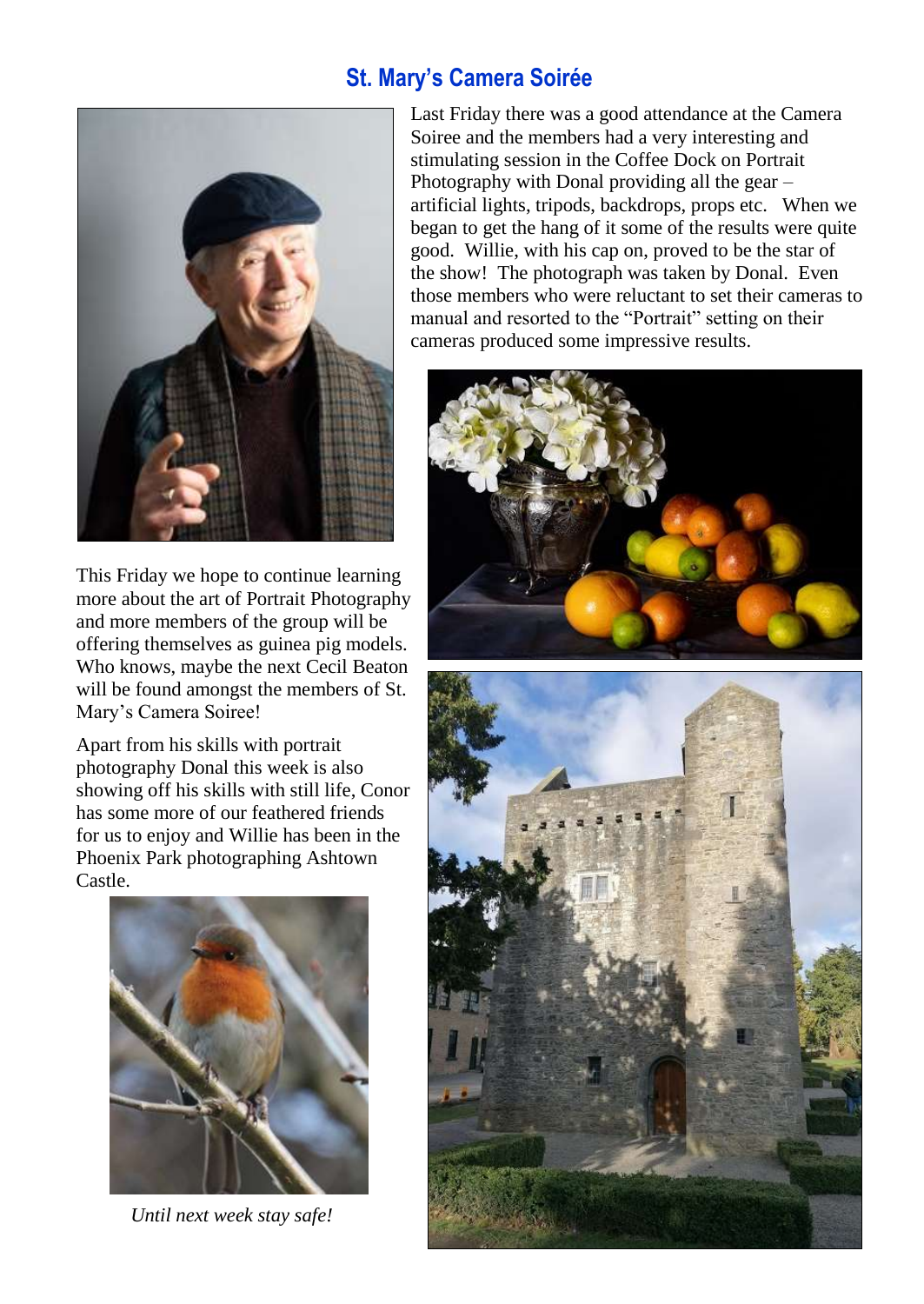## St. Mary's Camera Soirée

Last Friday there was a good attendance at the Camera Soiree and the members had a very interesting and stimulating session in the Coffee Dock on Portrait Photography with Donal providing all the gear – artificial lights, tripods, backdrops, props etc. When we began to get the hang of it some of the results were quite good. Willie, with his cap on, proved to be the star of the show! The photograph was taken by Donal. Even those members who were reluctant to set their cameras to manual and resorted to the "Portrait" setting on their cameras produced some impressive results.

This Friday we hope to continue learning more about the art of Portrait Photography and more members of the group will be offering themselves as guinea pig models. Who knows, maybe the next Cecil Beaton will be found amongst the members of St. Mary's Camera Soiree!

Apart from his skills with portrait photography Donal this week is also showing off his skills with still life, Conor has some more of our feathered friends for us to enjoy and Willie has been in the Phoenix Park photographing Ashtown Castle.

*Until next week stay safe!*